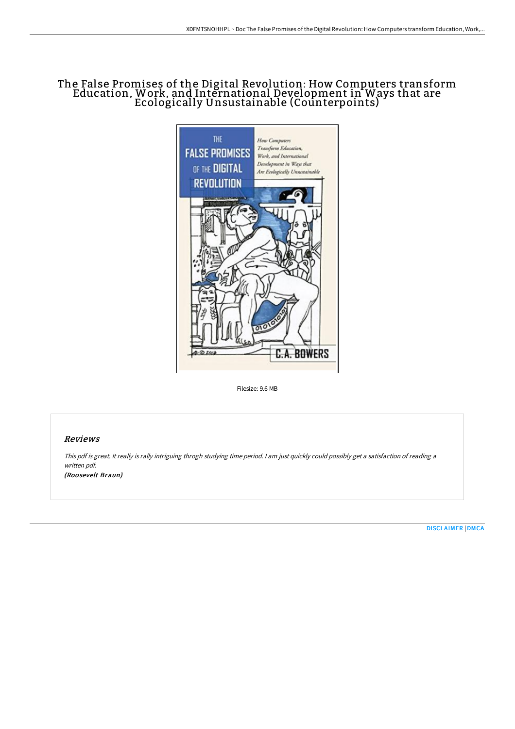# The False Promises of the Digital Revolution: How Computers transform Education, Work, and International Development in Ways that are Ecologically Unsustainable (Counterpoints)

Filesize: 9.6 MB

## *Reviews*

*This pdf is great. It really is rally intriguing throgh studying time period. I am just quickly could possibly get a satisfaction of reading a written pdf.*

***(Roosevelt Braun)***

[DISCLAIMER](#) | [DMCA](#)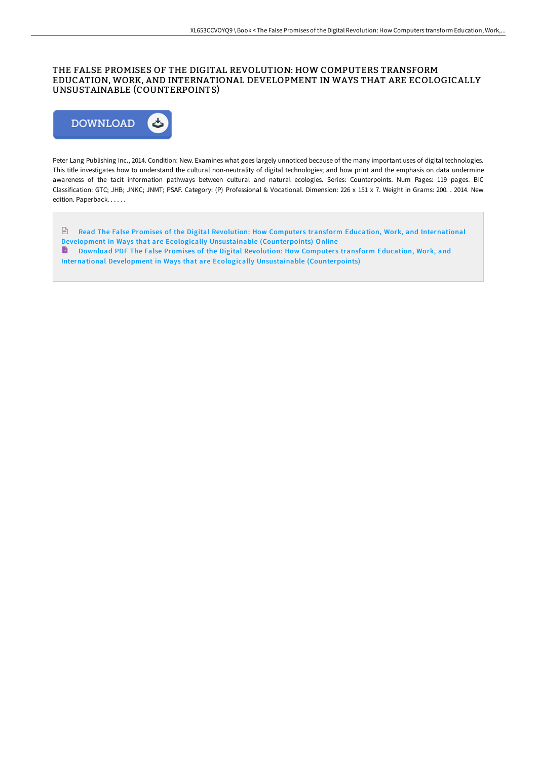# THE FALSE PROMISES OF THE DIGITAL REVOLUTION: HOW COMPUTERS TRANSFORM EDUCATION, WORK, AND INTERNATIONAL DEVELOPMENT IN WAYS THAT ARE ECOLOGICALLY UNSUSTAINABLE (COUNTERPOINTS)

DOWNLOAD

Peter Lang Publishing Inc., 2014. Condition: New. Examines what goes largely unnoticed because of the many important uses of digital technologies. This title investigates how to understand the cultural non-neutrality of digital technologies; and how print and the emphasis on data undermine awareness of the tacit information pathways between cultural and natural ecologies. Series: Counterpoints. Num Pages: 119 pages. BIC Classification: GTC; JHB; JNKC; JNMT; PSAF. Category: (P) Professional & Vocational. Dimension: 226 x 151 x 7. Weight in Grams: 200. . 2014. New edition. Paperback. . . . . .

Read The False Promises of the Digital Revolution: How Computers transform Education, Work, and International Development in Ways that are Ecologically Unsustainable (Counterpoints) Online

Download PDF The False Promises of the Digital Revolution: How Computers transform Education, Work, and International Development in Ways that are Ecologically Unsustainable (Counterpoints)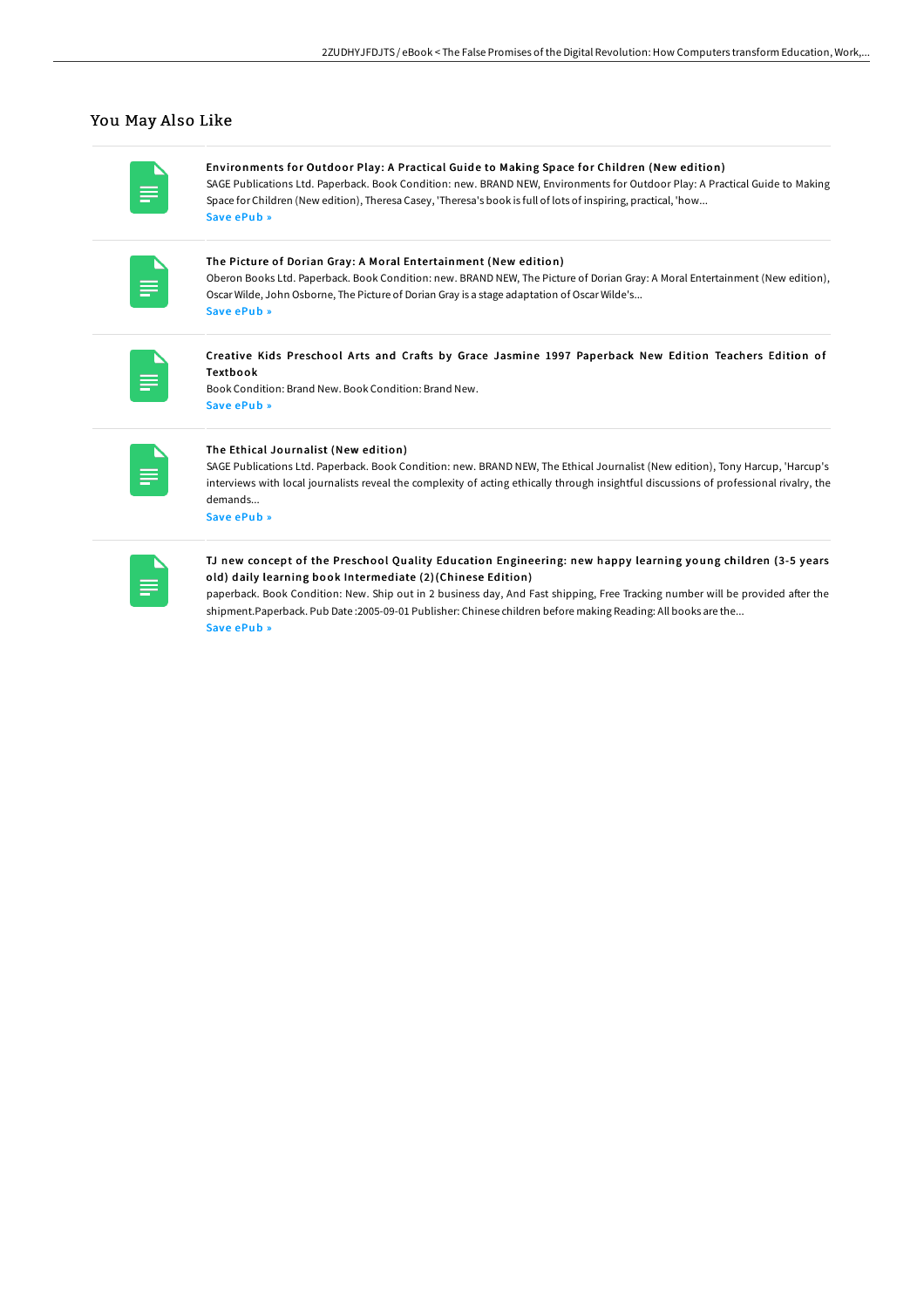## You May Also Like

**Environments for Outdoor Play: A Practical Guide to Making Space for Children (New edition)**
SAGE Publications Ltd. Paperback. Book Condition: new. BRAND NEW, Environments for Outdoor Play: A Practical Guide to Making Space for Children (New edition), Theresa Casey, 'Theresa's book is full of lots of inspiring, practical, 'how...
Save ePub »

**The Picture of Dorian Gray: A Moral Entertainment (New edition)**
Oberon Books Ltd. Paperback. Book Condition: new. BRAND NEW, The Picture of Dorian Gray: A Moral Entertainment (New edition), Oscar Wilde, John Osborne, The Picture of Dorian Gray is a stage adaptation of Oscar Wilde's...
Save ePub »

**Creative Kids Preschool Arts and Crafts by Grace Jasmine 1997 Paperback New Edition Teachers Edition of Textbook**
Book Condition: Brand New. Book Condition: Brand New.
Save ePub »

**The Ethical Journalist (New edition)**
SAGE Publications Ltd. Paperback. Book Condition: new. BRAND NEW, The Ethical Journalist (New edition), Tony Harcup, 'Harcup's interviews with local journalists reveal the complexity of acting ethically through insightful discussions of professional rivalry, the demands...
Save ePub »

**TJ new concept of the Preschool Quality Education Engineering: new happy learning young children (3-5 years old) daily learning book Intermediate (2)(Chinese Edition)**
paperback. Book Condition: New. Ship out in 2 business day, And Fast shipping, Free Tracking number will be provided after the shipment.Paperback. Pub Date :2005-09-01 Publisher: Chinese children before making Reading: All books are the...
Save ePub »